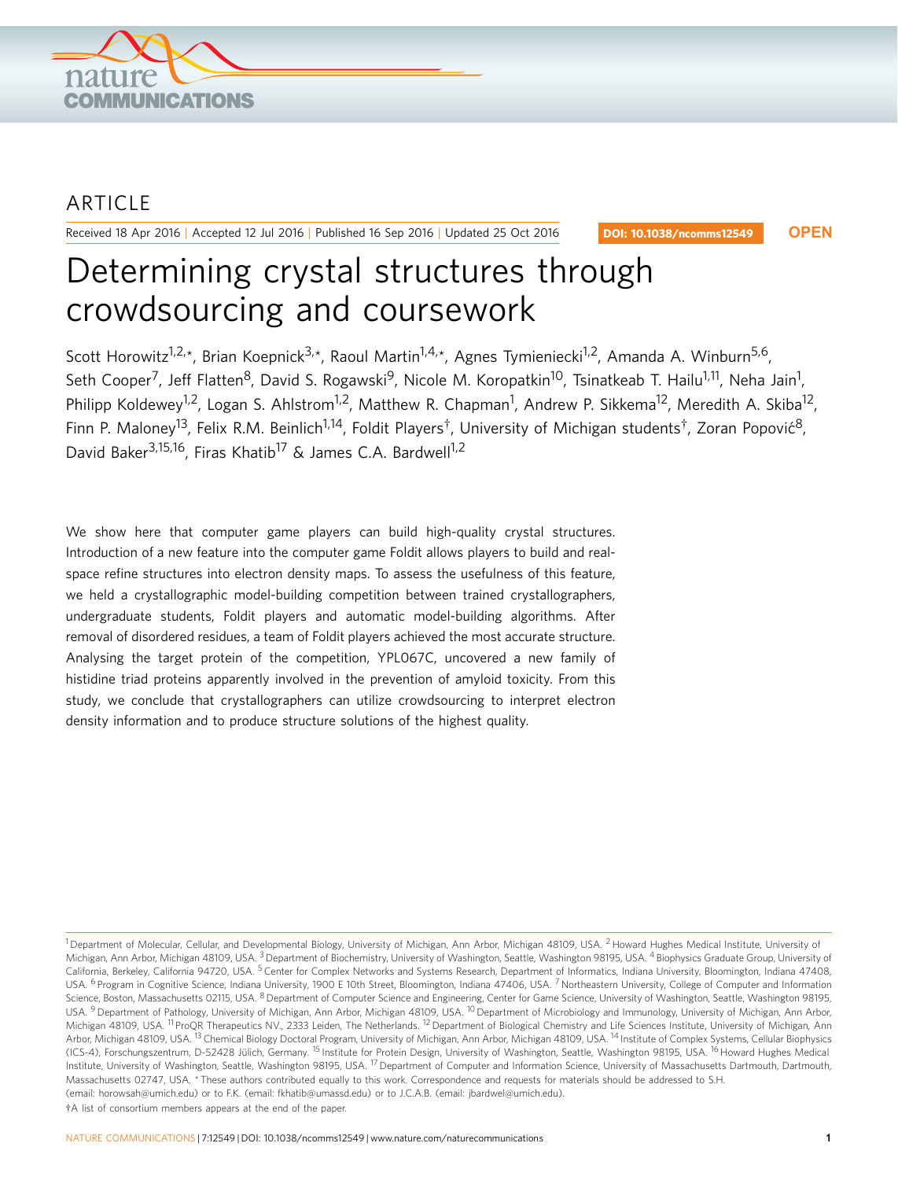ARTICLE

Received 18 Apr 2016 | Accepted 12 Jul 2016 | Published 16 Sep 2016 | Updated 25 Oct 2016

DOI: 10.1038/ncomms12549 OPEN

# Determining crystal structures through crowdsourcing and coursework

Scott Horowitz[1,2,*], Brian Koepnick[3,*], Raoul Martin[1,4,*], Agnes Tymieniecki[1,2], Amanda A. Winburn[5,6], Seth Cooper[7], Jeff Flatten[8], David S. Rogawski[9], Nicole M. Koropatkin[10], Tsinatkeab T. Hailu[1,11], Neha Jain[1], Philipp Koldewey[1,2], Logan S. Ahlstrom[1,2], Matthew R. Chapman[1], Andrew P. Sikkema[12], Meredith A. Skiba[12], Finn P. Maloney[13], Felix R.M. Beinlich[1,14], Foldit Players[†], University of Michigan students[†], Zoran Popović[8], David Baker[3,15,16], Firas Khatib[17] & James C.A. Bardwell[1,2]

We show here that computer game players can build high-quality crystal structures. Introduction of a new feature into the computer game Foldit allows players to build and real-space refine structures into electron density maps. To assess the usefulness of this feature, we held a crystallographic model-building competition between trained crystallographers, undergraduate students, Foldit players and automatic model-building algorithms. After removal of disordered residues, a team of Foldit players achieved the most accurate structure. Analysing the target protein of the competition, YPL067C, uncovered a new family of histidine triad proteins apparently involved in the prevention of amyloid toxicity. From this study, we conclude that crystallographers can utilize crowdsourcing to interpret electron density information and to produce structure solutions of the highest quality.

[1] Department of Molecular, Cellular, and Developmental Biology, University of Michigan, Ann Arbor, Michigan 48109, USA. [2] Howard Hughes Medical Institute, University of Michigan, Ann Arbor, Michigan 48109, USA. [3] Department of Biochemistry, University of Washington, Seattle, Washington 98195, USA. [4] Biophysics Graduate Group, University of California, Berkeley, California 94720, USA. [5] Center for Complex Networks and Systems Research, Department of Informatics, Indiana University, Bloomington, Indiana 47408, USA. [6] Program in Cognitive Science, Indiana University, 1900 E 10th Street, Bloomington, Indiana 47406, USA. [7] Northeastern University, College of Computer and Information Science, Boston, Massachusetts 02115, USA. [8] Department of Computer Science and Engineering, Center for Game Science, University of Washington, Seattle, Washington 98195, USA. [9] Department of Pathology, University of Michigan, Ann Arbor, Michigan 48109, USA. [10] Department of Microbiology and Immunology, University of Michigan, Ann Arbor, Michigan 48109, USA. [11] ProQR Therapeutics NV., 2333 Leiden, The Netherlands. [12] Department of Biological Chemistry and Life Sciences Institute, University of Michigan, Ann Arbor, Michigan 48109, USA. [13] Chemical Biology Doctoral Program, University of Michigan, Ann Arbor, Michigan 48109, USA. [14] Institute of Complex Systems, Cellular Biophysics (ICS-4), Forschungszentrum, D-52428 Jülich, Germany. [15] Institute for Protein Design, University of Washington, Seattle, Washington 98195, USA. [16] Howard Hughes Medical Institute, University of Washington, Seattle, Washington 98195, USA. [17] Department of Computer and Information Science, University of Massachusetts Dartmouth, Dartmouth, Massachusetts 02747, USA. * These authors contributed equally to this work. Correspondence and requests for materials should be addressed to S.H. (email: horowsah@umich.edu) or to F.K. (email: fkhatib@umassd.edu) or to J.C.A.B. (email: jbardwel@umich.edu).

†A list of consortium members appears at the end of the paper.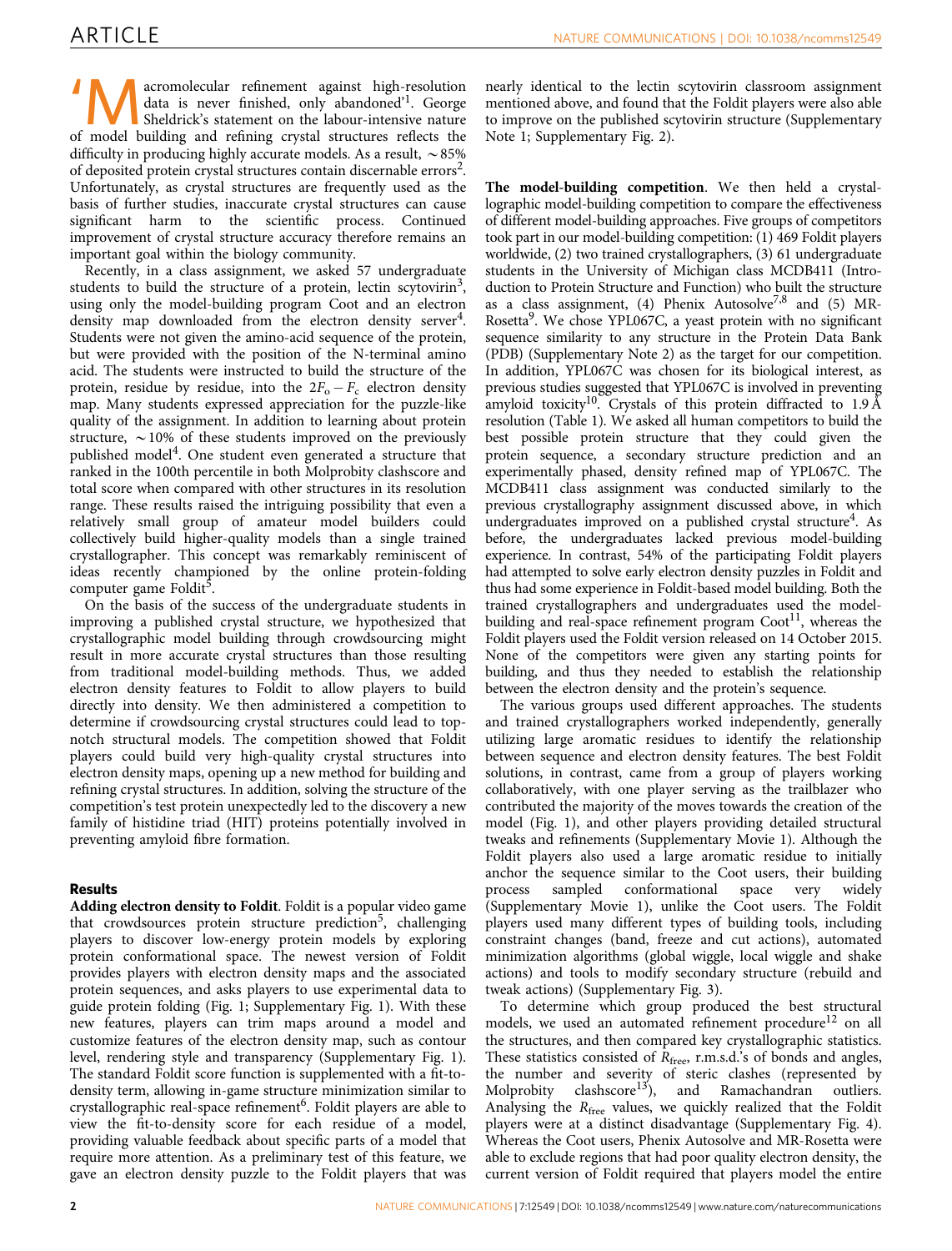'Macromolecular refinement against high-resolution data is never finished, only abandoned'[1]. George Sheldrick's statement on the labour-intensive nature of model building and refining crystal structures reflects the difficulty in producing highly accurate models. As a result, ~85% of deposited protein crystal structures contain discernable errors[2]. Unfortunately, as crystal structures are frequently used as the basis of further studies, inaccurate crystal structures can cause significant harm to the scientific process. Continued improvement of crystal structure accuracy therefore remains an important goal within the biology community.

Recently, in a class assignment, we asked 57 undergraduate students to build the structure of a protein, lectin scytovirin[3], using only the model-building program Coot and an electron density map downloaded from the electron density server[4]. Students were not given the amino-acid sequence of the protein, but were provided with the position of the N-terminal amino acid. The students were instructed to build the structure of the protein, residue by residue, into the $2F_o - F_c$ electron density map. Many students expressed appreciation for the puzzle-like quality of the assignment. In addition to learning about protein structure, ~10% of these students improved on the previously published model[4]. One student even generated a structure that ranked in the 100th percentile in both Molprobity clashscore and total score when compared with other structures in its resolution range. These results raised the intriguing possibility that even a relatively small group of amateur model builders could collectively build higher-quality models than a single trained crystallographer. This concept was remarkably reminiscent of ideas recently championed by the online protein-folding computer game Foldit[5].

On the basis of the success of the undergraduate students in improving a published crystal structure, we hypothesized that crystallographic model building through crowdsourcing might result in more accurate crystal structures than those resulting from traditional model-building methods. Thus, we added electron density features to Foldit to allow players to build directly into density. We then administered a competition to determine if crowdsourcing crystal structures could lead to top-notch structural models. The competition showed that Foldit players could build very high-quality crystal structures into electron density maps, opening up a new method for building and refining crystal structures. In addition, solving the structure of the competition's test protein unexpectedly led to the discovery a new family of histidine triad (HIT) proteins potentially involved in preventing amyloid fibre formation.

## Results

**Adding electron density to Foldit**. Foldit is a popular video game that crowdsources protein structure prediction[5], challenging players to discover low-energy protein models by exploring protein conformational space. The newest version of Foldit provides players with electron density maps and the associated protein sequences, and asks players to use experimental data to guide protein folding (Fig. 1; Supplementary Fig. 1). With these new features, players can trim maps around a model and customize features of the electron density map, such as contour level, rendering style and transparency (Supplementary Fig. 2). The standard Foldit score function is supplemented with a fit-to-density term, allowing in-game structure minimization similar to crystallographic real-space refinement[6]. Foldit players are able to view the fit-to-density score for each residue of a model, providing valuable feedback about specific parts of a model that require more attention. As a preliminary test of this feature, we gave an electron density puzzle to the Foldit players that was nearly identical to the lectin scytovirin classroom assignment mentioned above, and found that the Foldit players were also able to improve on the published scytovirin structure (Supplementary Note 1; Supplementary Fig. 2).

**The model-building competition**. We then held a crystallographic model-building competition to compare the effectiveness of different model-building approaches. Five groups of competitors took part in our model-building competition: (1) 469 Foldit players worldwide, (2) two trained crystallographers, (3) 61 undergraduate students in the University of Michigan class MCDB411 (Introduction to Protein Structure and Function) who built the structure as a class assignment, (4) Phenix Autosolve[7,8] and (5) MR-Rosetta[9]. We chose YPL067C, a yeast protein with no significant sequence similarity to any structure in the Protein Data Bank (PDB) (Supplementary Note 2) as the target for our competition. In addition, YPL067C was chosen for its biological interest, as previous studies suggested that YPL067C is involved in preventing amyloid toxicity[10]. Crystals of this protein diffracted to 1.9 Å resolution (Table 1). We asked all human competitors to build the best possible protein structure that they could given the protein sequence, a secondary structure prediction and an experimentally phased, density refined map of YPL067C. The MCDB411 class assignment was conducted similarly to the previous crystallography assignment discussed above, in which undergraduates improved on a published crystal structure[4]. As before, the undergraduates lacked previous model-building experience. In contrast, 54% of the participating Foldit players had attempted to solve early electron density puzzles in Foldit and thus had some experience in Foldit-based model building. Both the trained crystallographers and undergraduates used the model-building and real-space refinement program Coot[11], whereas the Foldit players used the Foldit version released on 14 October 2015. None of the competitors were given any starting points for building, and thus they needed to establish the relationship between the electron density and the protein's sequence.

The various groups used different approaches. The students and trained crystallographers worked independently, generally utilizing large aromatic residues to identify the relationship between sequence and electron density features. The best Foldit solutions, in contrast, came from a group of players working collaboratively, with one player serving as the trailblazer who contributed the majority of the moves towards the creation of the model (Fig. 1), and other players providing detailed structural tweaks and refinements (Supplementary Movie 1). Although the Foldit players also used a large aromatic residue to initially anchor the sequence similar to the Coot users, their building process sampled conformational space very widely (Supplementary Movie 1), unlike the Coot users. The Foldit players used many different types of building tools, including constraint changes (band, freeze and cut actions), automated minimization algorithms (global wiggle, local wiggle and shake actions) and tools to modify secondary structure (rebuild and tweak actions) (Supplementary Fig. 3).

To determine which group produced the best structural models, we used an automated refinement procedure[12] on all the structures, and then compared key crystallographic statistics. These statistics consisted of $R_{free}$, r.m.s.d.'s of bonds and angles, the number and severity of steric clashes (represented by Molprobity clashscore[13]), and Ramachandran outliers. Analysing the $R_{free}$ values, we quickly realized that the Foldit players were at a distinct disadvantage (Supplementary Fig. 4). Whereas the Coot users, Phenix Autosolve and MR-Rosetta were able to exclude regions that had poor quality electron density, the current version of Foldit required that players model the entire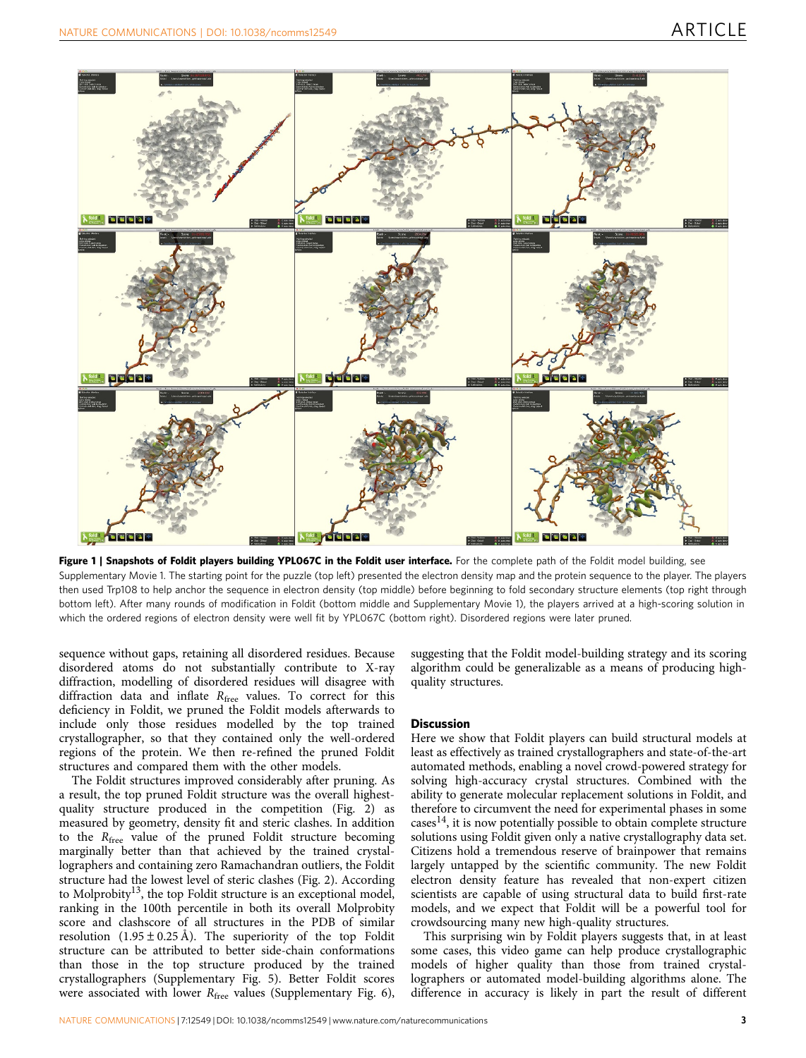**Figure 1 | Snapshots of Foldit players building YPL067C in the Foldit user interface.** For the complete path of the Foldit model building, see Supplementary Movie 1. The starting point for the puzzle (top left) presented the electron density map and the protein sequence to the player. The players then used Trp108 to help anchor the sequence in electron density (top middle) before beginning to fold secondary structure elements (top right through bottom left). After many rounds of modification in Foldit (bottom middle and Supplementary Movie 1), the players arrived at a high-scoring solution in which the ordered regions of electron density were well fit by YPL067C (bottom right). Disordered regions were later pruned.

sequence without gaps, retaining all disordered residues. Because disordered atoms do not substantially contribute to X-ray diffraction, modelling of disordered residues will disagree with diffraction data and inflate $R_{\mathrm{free}}$ values. To correct for this deficiency in Foldit, we pruned the Foldit models afterwards to include only those residues modelled by the top trained crystallographer, so that they contained only the well-ordered regions of the protein. We then re-refined the pruned Foldit structures and compared them with the other models.

The Foldit structures improved considerably after pruning. As a result, the top pruned Foldit structure was the overall highest-quality structure produced in the competition (Fig. 2) as measured by geometry, density fit and steric clashes. In addition to the $R_{\mathrm{free}}$ value of the pruned Foldit structure becoming marginally better than that achieved by the trained crystallographers and containing zero Ramachandran outliers, the Foldit structure had the lowest level of steric clashes (Fig. 2). According to Molprobity[13], the top Foldit structure is an exceptional model, ranking in the 100th percentile in both its overall Molprobity score and clashscore of all structures in the PDB of similar resolution ($1.95 \pm 0.25$ Å). The superiority of the top Foldit structure can be attributed to better side-chain conformations than those in the top structure produced by the trained crystallographers (Supplementary Fig. 5). Better Foldit scores were associated with lower $R_{\mathrm{free}}$ values (Supplementary Fig. 6), suggesting that the Foldit model-building strategy and its scoring algorithm could be generalizable as a means of producing high-quality structures.

## Discussion

Here we show that Foldit players can build structural models at least as effectively as trained crystallographers and state-of-the-art automated methods, enabling a novel crowd-powered strategy for solving high-accuracy crystal structures. Combined with the ability to generate molecular replacement solutions in Foldit, and therefore to circumvent the need for experimental phases in some cases[14], it is now potentially possible to obtain complete structure solutions using Foldit given only a native crystallography data set. Citizens hold a tremendous reserve of brainpower that remains largely untapped by the scientific community. The new Foldit electron density feature has revealed that non-expert citizen scientists are capable of using structural data to build first-rate models, and we expect that Foldit will be a powerful tool for crowdsourcing many new high-quality structures.

This surprising win by Foldit players suggests that, in at least some cases, this video game can help produce crystallographic models of higher quality than those from trained crystallographers or automated model-building algorithms alone. The difference in accuracy is likely in part the result of different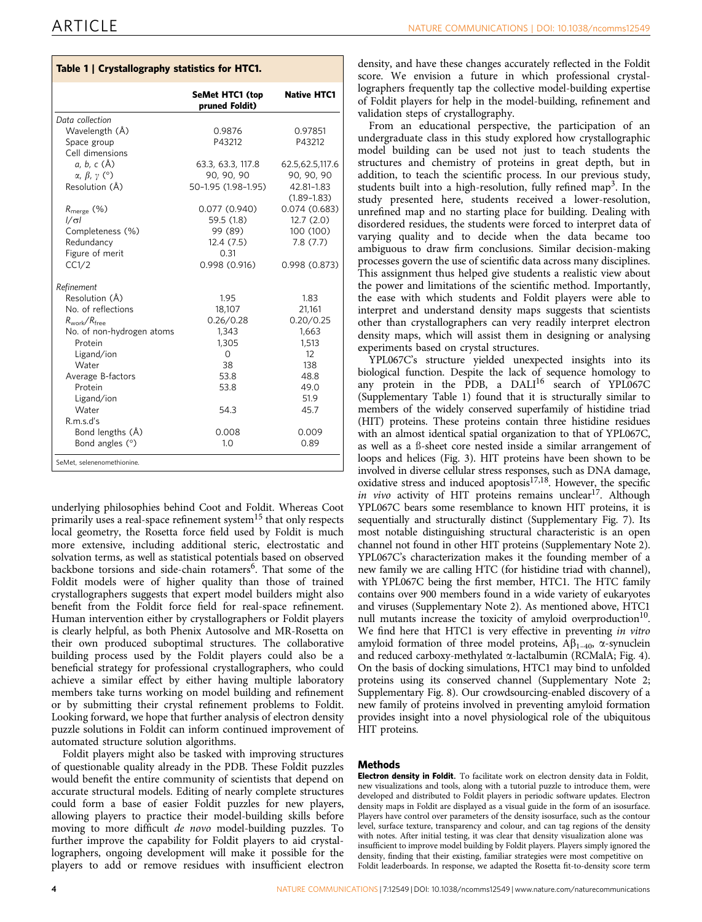**Table 1 | Crystallography statistics for HTC1.**

| | SeMet HTC1 (top pruned Foldit) | Native HTC1 |
|---|---|---|
| *Data collection* | | |
| Wavelength (Å) | 0.9876 | 0.97851 |
| Space group | P43212 | P43212 |
| Cell dimensions | | |
| $a$, $b$, $c$ (Å) | 63.3, 63.3, 117.8 | 62.5,62.5,117.6 |
| $\alpha$, $\beta$, $\gamma$ (°) | 90, 90, 90 | 90, 90, 90 |
| Resolution (Å) | 50–1.95 (1.98–1.95) | 42.81–1.83 (1.89–1.83) |
| $R_{merge}$ (%) | 0.077 (0.940) | 0.074 (0.683) |
| $I/\sigma I$ | 59.5 (1.8) | 12.7 (2.0) |
| Completeness (%) | 99 (89) | 100 (100) |
| Redundancy | 12.4 (7.5) | 7.8 (7.7) |
| Figure of merit | 0.31 | |
| CC1/2 | 0.998 (0.916) | 0.998 (0.873) |
| *Refinement* | | |
| Resolution (Å) | 1.95 | 1.83 |
| No. of reflections | 18,107 | 21,161 |
| $R_{work}/R_{free}$ | 0.26/0.28 | 0.20/0.25 |
| No. of non-hydrogen atoms | 1,343 | 1,663 |
| Protein | 1,305 | 1,513 |
| Ligand/ion | 0 | 12 |
| Water | 38 | 138 |
| Average B-factors | 53.8 | 48.8 |
| Protein | 53.8 | 49.0 |
| Ligand/ion | | 51.9 |
| Water | 54.3 | 45.7 |
| R.m.s.d's | | |
| Bond lengths (Å) | 0.008 | 0.009 |
| Bond angles (°) | 1.0 | 0.89 |

SeMet, selenenomethionine.

underlying philosophies behind Coot and Foldit. Whereas Coot primarily uses a real-space refinement system[15] that only respects local geometry, the Rosetta force field used by Foldit is much more extensive, including additional steric, electrostatic and solvation terms, as well as statistical potentials based on observed backbone torsions and side-chain rotamers[6]. That some of the Foldit models were of higher quality than those of trained crystallographers suggests that expert model builders might also benefit from the Foldit force field for real-space refinement. Human intervention either by crystallographers or Foldit players is clearly helpful, as both Phenix Autosolve and MR-Rosetta on their own produced suboptimal structures. The collaborative building process used by the Foldit players could also be a beneficial strategy for professional crystallographers, who could achieve a similar effect by either having multiple laboratory members take turns working on model building and refinement or by submitting their crystal refinement problems to Foldit. Looking forward, we hope that further analysis of electron density puzzle solutions in Foldit can inform continued improvement of automated structure solution algorithms.

Foldit players might also be tasked with improving structures of questionable quality already in the PDB. These Foldit puzzles would benefit the entire community of scientists that depend on accurate structural models. Editing of nearly complete structures could form a base of easier Foldit puzzles for new players, allowing players to practice their model-building skills before moving to more difficult *de novo* model-building puzzles. To further improve the capability for Foldit players to aid crystallographers, ongoing development will make it possible for the players to add or remove residues with insufficient electron density, and have these changes accurately reflected in the Foldit score. We envision a future in which professional crystallographers frequently tap the collective model-building expertise of Foldit players for help in the model-building, refinement and validation steps of crystallography.

From an educational perspective, the participation of an undergraduate class in this study explored how crystallographic model building can be used not just to teach students the structures and chemistry of proteins in great depth, but in addition, to teach the scientific process. In our previous study, students built into a high-resolution, fully refined map[3]. In the study presented here, students received a lower-resolution, unrefined map and no starting place for building. Dealing with disordered residues, the students were forced to interpret data of varying quality and to decide when the data became too ambiguous to draw firm conclusions. Similar decision-making processes govern the use of scientific data across many disciplines. This assignment thus helped give students a realistic view about the power and limitations of the scientific method. Importantly, the ease with which students and Foldit players were able to interpret and understand density maps suggests that scientists other than crystallographers can very readily interpret electron density maps, which will assist them in designing or analysing experiments based on crystal structures.

YPL067C's structure yielded unexpected insights into its biological function. Despite the lack of sequence homology to any protein in the PDB, a DALI[16] search of YPL067C (Supplementary Table 1) found that it is structurally similar to members of the widely conserved superfamily of histidine triad (HIT) proteins. These proteins contain three histidine residues with an almost identical spatial organization to that of YPL067C, as well as a ß-sheet core nested inside a similar arrangement of loops and helices (Fig. 3). HIT proteins have been shown to be involved in diverse cellular stress responses, such as DNA damage, oxidative stress and induced apoptosis[17,18]. However, the specific *in vivo* activity of HIT proteins remains unclear[17]. Although YPL067C bears some resemblance to known HIT proteins, it is sequentially and structurally distinct (Supplementary Fig. 7). Its most notable distinguishing structural characteristic is an open channel not found in other HIT proteins (Supplementary Note 2). YPL067C's characterization makes it the founding member of a new family we are calling HTC (for histidine triad with channel), with YPL067C being the first member, HTC1. The HTC family contains over 900 members found in a wide variety of eukaryotes and viruses (Supplementary Note 2). As mentioned above, HTC1 null mutants increase the toxicity of amyloid overproduction[10]. We find here that HTC1 is very effective in preventing *in vitro* amyloid formation of three model proteins, $A\beta_{1-40}$, α-synuclein and reduced carboxy-methylated α-lactalbumin (RCMalA; Fig. 4). On the basis of docking simulations, HTC1 may bind to unfolded proteins using its conserved channel (Supplementary Note 2; Supplementary Fig. 8). Our crowdsourcing-enabled discovery of a new family of proteins involved in preventing amyloid formation provides insight into a novel physiological role of the ubiquitous HIT proteins.

## Methods

**Electron density in Foldit.** To facilitate work on electron density data in Foldit, new visualizations and tools, along with a tutorial puzzle to introduce them, were developed and distributed to Foldit players in periodic software updates. Electron density maps in Foldit are displayed as a visual guide in the form of an isosurface. Players have control over parameters of the density isosurface, such as the contour level, surface texture, transparency and colour, and can tag regions of the density with notes. After initial testing, it was clear that density visualization alone was insufficient to improve model building by Foldit players. Players simply ignored the density, finding that their existing, familiar strategies were most competitive on Foldit leaderboards. In response, we adapted the Rosetta fit-to-density score term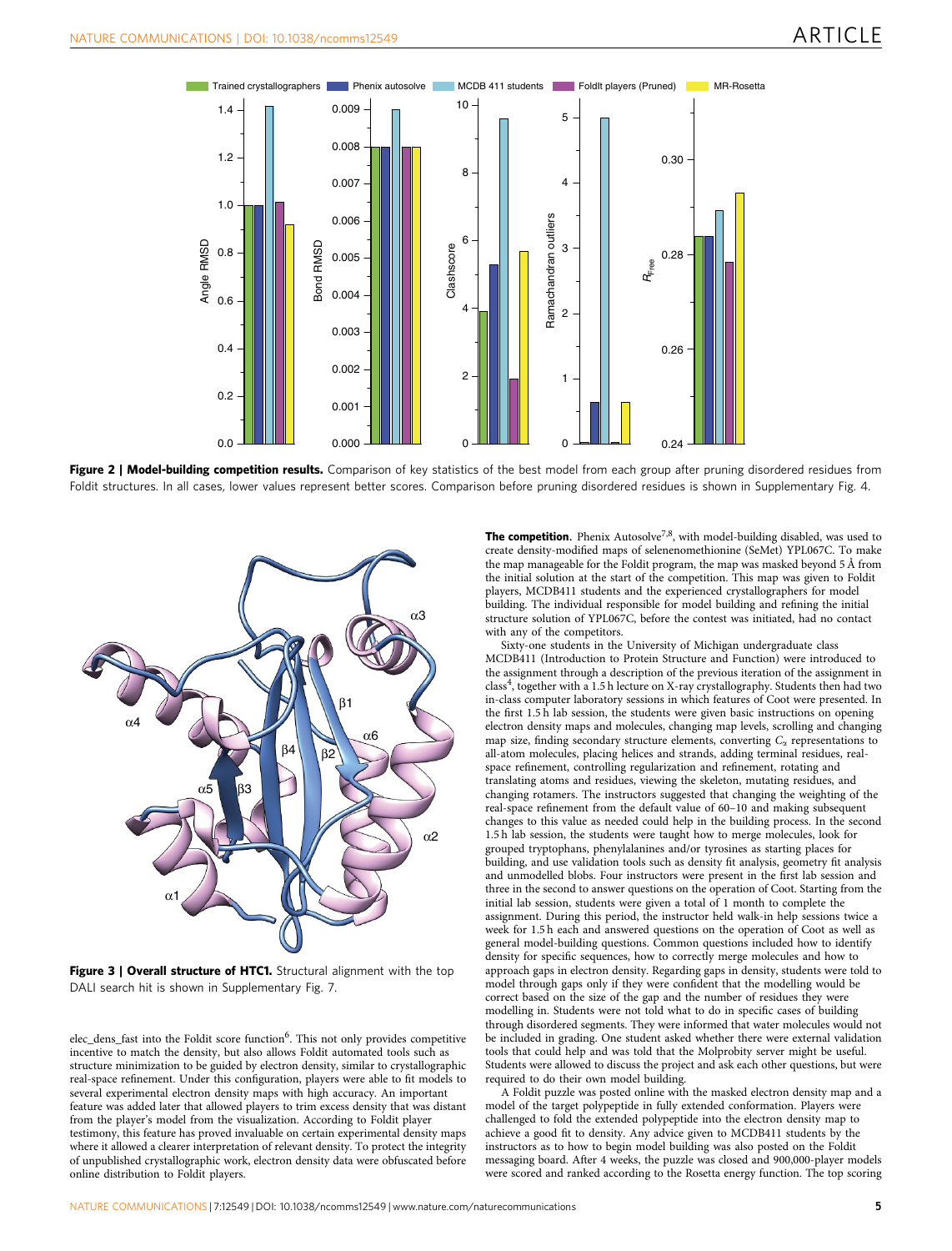**Figure 2 | Model-building competition results.** Comparison of key statistics of the best model from each group after pruning disordered residues from Foldit structures. In all cases, lower values represent better scores. Comparison before pruning disordered residues is shown in Supplementary Fig. 4.

**Figure 3 | Overall structure of HTC1.** Structural alignment with the top DALI search hit is shown in Supplementary Fig. 7.

elec_dens_fast into the Foldit score function[6]. This not only provides competitive incentive to match the density, but also allows Foldit automated tools such as structure minimization to be guided by electron density, similar to crystallographic real-space refinement. Under this configuration, players were able to fit models to several experimental electron density maps with high accuracy. An important feature was added later that allowed players to trim excess density that was distant from the player's model from the visualization. According to Foldit player testimony, this feature has proved invaluable on certain experimental density maps where it allowed a clearer interpretation of relevant density. To protect the integrity of unpublished crystallographic work, electron density data were obfuscated before online distribution to Foldit players.

**The competition.** Phenix Autosolve[7,8], with model-building disabled, was used to create density-modified maps of selenenomethionine (SeMet) YPL067C. To make the map manageable for the Foldit program, the map was masked beyond 5 Å from the initial solution at the start of the competition. This map was given to Foldit players, MCDB411 students and the experienced crystallographers for model building. The individual responsible for model building and refining the initial structure solution of YPL067C, before the contest was initiated, had no contact with any of the competitors.

Sixty-one students in the University of Michigan undergraduate class MCDB411 (Introduction to Protein Structure and Function) were introduced to the assignment through a description of the previous iteration of the assignment in class[4], together with a 1.5 h lecture on X-ray crystallography. Students then had two in-class computer laboratory sessions in which features of Coot were presented. In the first 1.5 h lab session, the students were given basic instructions on opening electron density maps and molecules, changing map levels, scrolling and changing map size, finding secondary structure elements, converting $C_\alpha$ representations to all-atom molecules, placing helices and strands, adding terminal residues, real-space refinement, controlling regularization and refinement, rotating and translating atoms and residues, viewing the skeleton, mutating residues, and changing rotamers. The instructors suggested that changing the weighting of the real-space refinement from the default value of 60–10 and making subsequent changes to this value as needed could help in the building process. In the second 1.5 h lab session, the students were taught how to merge molecules, look for grouped tryptophans, phenylalanines and/or tyrosines as starting places for building, and use validation tools such as density fit analysis, geometry fit analysis and unmodelled blobs. Four instructors were present in the first lab session and three in the second to answer questions on the operation of Coot. Starting from the initial lab session, students were given a total of 1 month to complete the assignment. During this period, the instructor held walk-in help sessions twice a week for 1.5 h each and answered questions on the operation of Coot as well as general model-building questions. Common questions included how to identify density for specific sequences, how to correctly merge molecules and how to approach gaps in electron density. Regarding gaps in density, students were told to model through gaps only if they were confident that the modelling would be correct based on the size of the gap and the number of residues they were modelling in. Students were not told what to do in specific cases of building through disordered segments. They were informed that water molecules would not be included in grading. One student asked whether there were external validation tools that could help and was told that the Molprobity server might be useful. Students were allowed to discuss the project and ask each other questions, but were required to do their own model building.

A Foldit puzzle was posted online with the masked electron density map and a model of the target polypeptide in fully extended conformation. Players were challenged to fold the extended polypeptide into the electron density map to achieve a good fit to density. Any advice given to MCDB411 students by the instructors as to how to begin model building was also posted on the Foldit messaging board. After 4 weeks, the puzzle was closed and 900,000-player models were scored and ranked according to the Rosetta energy function. The top scoring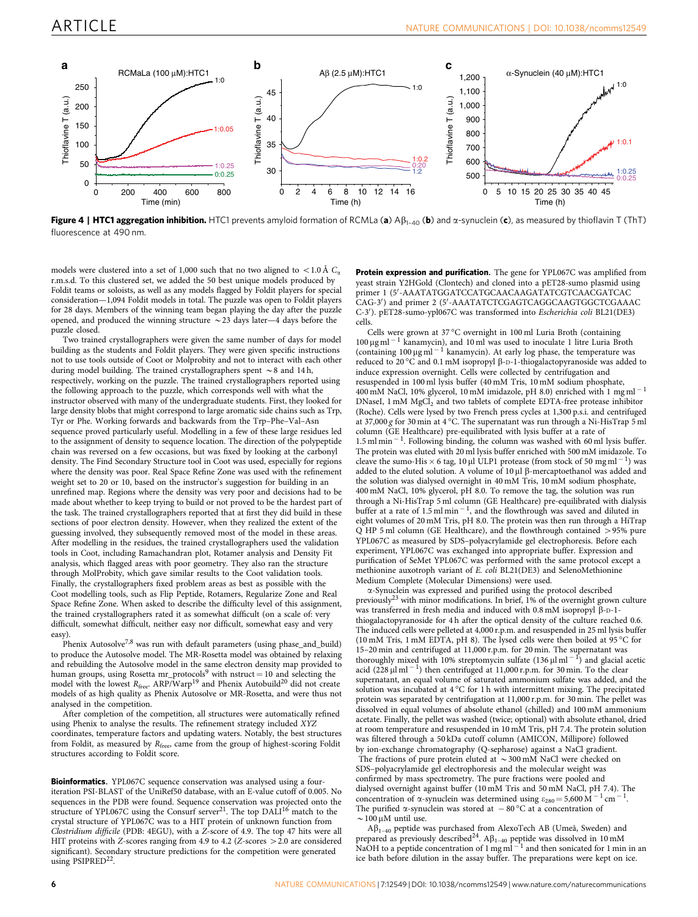**Figure 4 | HTC1 aggregation inhibition.** HTC1 prevents amyloid formation of RCMLa (**a**) $A\beta_{1-40}$ (**b**) and α-synuclein (**c**), as measured by thioflavin T (ThT) fluorescence at 490 nm.

models were clustered into a set of 1,000 such that no two aligned to <1.0 Å $C_\alpha$ r.m.s.d. To this clustered set, we added the 50 best unique models produced by Foldit teams or soloists, as well as any models flagged by Foldit players for special consideration—1,094 Foldit models in total. The puzzle was open to Foldit players for 28 days. Members of the winning team began playing the day after the puzzle opened, and produced the winning structure ~23 days later—4 days before the puzzle closed.

Two trained crystallographers were given the same number of days for model building as the students and Foldit players. They were given specific instructions not to use tools outside of Coot or Molprobity and not to interact with each other during model building. The trained crystallographers spent ~8 and 14 h, respectively, working on the puzzle. The trained crystallographers reported using the following approach to the puzzle, which corresponds well with what the instructor observed with many of the undergraduate students. First, they looked for large density blobs that might correspond to large aromatic side chains such as Trp, Tyr or Phe. Working forwards and backwards from the Trp–Phe–Val–Asn sequence proved particularly useful. Modelling in a few of these large residues led to the assignment of density to sequence location. The direction of the polypeptide chain was reversed on a few occasions, but was fixed by looking at the carbonyl density. The Find Secondary Structure tool in Coot was used, especially for regions where the density was poor. Real Space Refine Zone was used with the refinement weight set to 20 or 10, based on the instructor's suggestion for building in an unrefined map. Regions where the density was very poor and decisions had to be made about whether to keep trying to build or not proved to be the hardest part of the task. The trained crystallographers reported that at first they did build in these sections of poor electron density. However, when they realized the extent of the guessing involved, they subsequently removed most of the model in these areas. After modelling in the residues, the trained crystallographers used the validation tools in Coot, including Ramachandran plot, Rotamer analysis and Density Fit analysis, which flagged areas with poor geometry. They also ran the structure through MolProbity, which gave similar results to the Coot validation tools. Finally, the crystallographers fixed problem areas as best as possible with the Coot modelling tools, such as Flip Peptide, Rotamers, Regularize Zone and Real Space Refine Zone. When asked to describe the difficulty level of this assignment, the trained crystallographers rated it as somewhat difficult (on a scale of: very difficult, somewhat difficult, neither easy nor difficult, somewhat easy and very easy).

Phenix Autosolve[7,8] was run with default parameters (using phase_and_build) to produce the Autosolve model. The MR-Rosetta model was obtained by relaxing and rebuilding the Autosolve model in the same electron density map provided to human groups, using Rosetta mr_protocols[9] with nstruct = 10 and selecting the model with the lowest $R_{free}$. ARP/Warp[19] and Phenix Autobuild[20] did not create models of as high quality as Phenix Autosolve or MR-Rosetta, and were thus not analysed in the competition.

After completion of the competition, all structures were automatically refined using Phenix to analyse the results. The refinement strategy included *XYZ* coordinates, temperature factors and updating waters. Notably, the best structures from Foldit, as measured by $R_{free}$, came from the group of highest-scoring Foldit structures according to Foldit score.

**Bioinformatics.** YPL067C sequence conservation was analysed using a four-iteration PSI-BLAST of the UniRef50 database, with an E-value cutoff of 0.005. No sequences in the PDB were found. Sequence conservation was projected onto the structure of YPL067C using the Consurf server[21]. The top DALI[16] match to the crystal structure of YPL067C was to a HIT protein of unknown function from *Clostridium difficile* (PDB: 4EGU), with a Z-score of 4.9. The top 47 hits were all HIT proteins with Z-scores ranging from 4.9 to 4.2 (Z-scores >2.0 are considered significant). Secondary structure predictions for the competition were generated using PSIPRED[22].

**Protein expression and purification.** The gene for YPL067C was amplified from yeast strain Y2HGold (Clontech) and cloned into a pET28-sumo plasmid using primer 1 (5′-AAATATGGATCCATGCAACAAGATATCGTCAACGATCAC CAG-3′) and primer 2 (5′-AAATATCTCGAGTCAGGCAAGTGGCTCGAAAC C-3′). pET28-sumo-ypl067C was transformed into *Escherichia coli* BL21(DE3) cells.

Cells were grown at 37 °C overnight in 100 ml Luria Broth (containing 100 μg ml$^{-1}$ kanamycin), and 10 ml was used to inoculate 1 litre Luria Broth (containing 100 μg ml$^{-1}$ kanamycin). At early log phase, the temperature was reduced to 20 °C and 0.1 mM isopropyl β-D-1-thiogalactopyranoside was added to induce expression overnight. Cells were collected by centrifugation and resuspended in 100 ml lysis buffer (40 mM Tris, 10 mM sodium phosphate, 400 mM NaCl, 10% glycerol, 10 mM imidazole, pH 8.0) enriched with 1 mg ml$^{-1}$ DNaseI, 1 mM $MgCl_2$ and two tablets of complete EDTA-free protease inhibitor (Roche). Cells were lysed by two French press cycles at 1,300 p.s.i. and centrifuged at 37,000 *g* for 30 min at 4 °C. The supernatant was run through a Ni-HisTrap 5 ml column (GE Healthcare) pre-equilibrated with lysis buffer at a rate of 1.5 ml min$^{-1}$. Following binding, the column was washed with 60 ml lysis buffer. The protein was eluted with 20 ml lysis buffer enriched with 500 mM imidazole. To cleave the sumo-His × 6 tag, 10 μl ULP1 protease (from stock of 50 mg ml$^{-1}$) was added to the eluted solution. A volume of 10 μl β-mercaptoethanol was added and the solution was dialysed overnight in 40 mM Tris, 10 mM sodium phosphate, 400 mM NaCl, 10% glycerol, pH 8.0. To remove the tag, the solution was run through a Ni-HisTrap 5 ml column (GE Healthcare) pre-equilibrated with dialysis buffer at a rate of 1.5 ml min$^{-1}$, and the flowthrough was saved and diluted in eight volumes of 20 mM Tris, pH 8.0. The protein was then run through a HiTrap Q HP 5 ml column (GE Healthcare), and the flowthrough contained >95% pure YPL067C as measured by SDS–polyacrylamide gel electrophoresis. Before each experiment, YPL067C was exchanged into appropriate buffer. Expression and purification of SeMet YPL067C was performed with the same protocol except a methionine auxotroph variant of *E. coli* BL21(DE3) and SelenoMethionine Medium Complete (Molecular Dimensions) were used.

α-Synuclein was expressed and purified using the protocol described previously[23] with minor modifications. In brief, 1% of the overnight grown culture was transferred in fresh media and induced with 0.8 mM isopropyl β-D-1-thiogalactopyranoside for 4 h after the optical density of the culture reached 0.6. The induced cells were pelleted at 4,000 r.p.m. and resuspended in 25 ml lysis buffer (10 mM Tris, 1 mM EDTA, pH 8). The lysed cells were then boiled at 95 °C for 15–20 min and centrifuged at 11,000 r.p.m. for 20 min. The supernatant was thoroughly mixed with 10% streptomycin sulfate (136 μl ml$^{-1}$) and glacial acetic acid (228 μl ml$^{-1}$) then centrifuged at 11,000 r.p.m. for 30 min. To the clear supernatant, an equal volume of saturated ammonium sulfate was added, and the solution was incubated at 4 °C for 1 h with intermittent mixing. The precipitated protein was separated by centrifugation at 11,000 r.p.m. for 30 min. The pellet was dissolved in equal volumes of absolute ethanol (chilled) and 100 mM ammonium acetate. Finally, the pellet was washed (twice; optional) with absolute ethanol, dried at room temperature and resuspended in 10 mM Tris, pH 7.4. The protein solution was filtered through a 50 kDa cutoff column (AMICON, Millipore) followed by ion-exchange chromatography (Q-sepharose) against a NaCl gradient. The fractions of pure protein eluted at ~300 mM NaCl were checked on SDS–polyacrylamide gel electrophoresis and the molecular weight was confirmed by mass spectrometry. The pure fractions were pooled and dialysed overnight against buffer (10 mM Tris and 50 mM NaCl, pH 7.4). The concentration of α-synuclein was determined using $\varepsilon_{280} = 5{,}600\ M^{-1}\,cm^{-1}$. The purified α-synuclein was stored at −80 °C at a concentration of ~100 μM until use.

$A\beta_{1-40}$ peptide was purchased from AlexoTech AB (Umeå, Sweden) and prepared as previously described[24]. $A\beta_{1-40}$ peptide was dissolved in 10 mM NaOH to a peptide concentration of 1 mg ml$^{-1}$ and then sonicated for 1 min in an ice bath before dilution in the assay buffer. The preparations were kept on ice.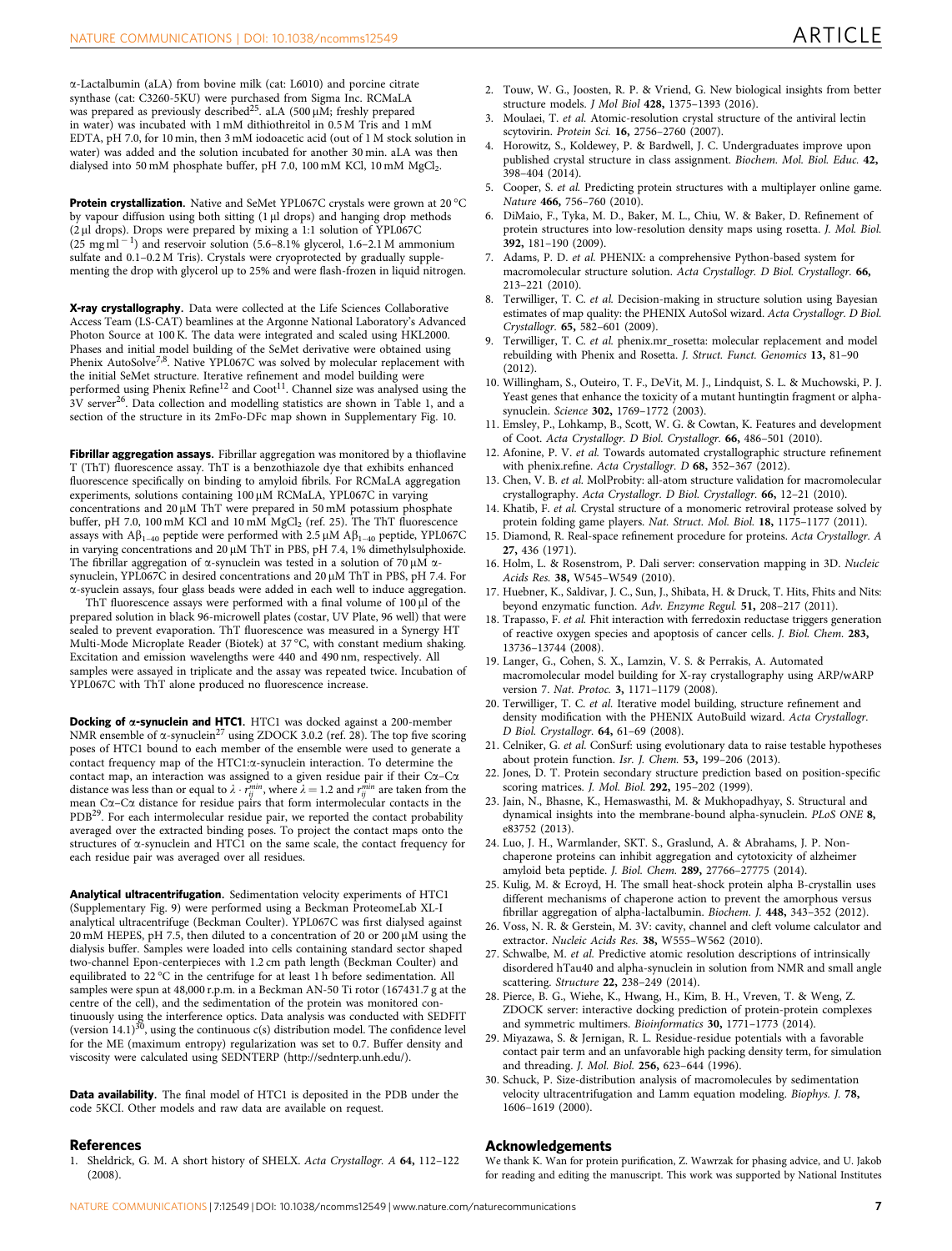α-Lactalbumin (aLA) from bovine milk (cat: L6010) and porcine citrate synthase (cat: C3260-5KU) were purchased from Sigma Inc. RCMaLA was prepared as previously described[25]. aLA (500 μM; freshly prepared in water) was incubated with 1 mM dithiothreitol in 0.5 M Tris and 1 mM EDTA, pH 7.0, for 10 min, then 3 mM iodoacetic acid (out of 1 M stock solution in water) was added and the solution incubated for another 30 min. aLA was then dialysed into 50 mM phosphate buffer, pH 7.0, 100 mM KCl, 10 mM $MgCl_2$.

**Protein crystallization.** Native and SeMet YPL067C crystals were grown at 20 °C by vapour diffusion using both sitting (1 μl drops) and hanging drop methods (2 μl drops). Drops were prepared by mixing a 1:1 solution of YPL067C (25 mg ml$^{-1}$) and reservoir solution (5.6–8.1% glycerol, 1.6–2.1 M ammonium sulfate and 0.1–0.2 M Tris). Crystals were cryoprotected by gradually supplementing the drop with glycerol up to 25% and were flash-frozen in liquid nitrogen.

**X-ray crystallography.** Data were collected at the Life Sciences Collaborative Access Team (LS-CAT) beamlines at the Argonne National Laboratory's Advanced Photon Source at 100 K. The data were integrated and scaled using HKL2000. Phases and initial model building of the SeMet derivative were obtained using Phenix AutoSolve[7,8]. Native YPL067C was solved by molecular replacement with the initial SeMet structure. Iterative refinement and model building were performed using Phenix Refine[12] and Coot[11]. Channel size was analysed using the 3V server[26]. Data collection and modelling statistics are shown in Table 1, and a section of the structure in its 2mFo-DFc map shown in Supplementary Fig. 10.

**Fibrillar aggregation assays.** Fibrillar aggregation was monitored by a thioflavine T (ThT) fluorescence assay. ThT is a benzothiazole dye that exhibits enhanced fluorescence specifically on binding to amyloid fibrils. For RCMaLA aggregation experiments, solutions containing 100 μM RCMaLA, YPL067C in varying concentrations and 20 μM ThT were prepared in 50 mM potassium phosphate buffer, pH 7.0, 100 mM KCl and 10 mM $MgCl_2$ (ref. 25). The ThT fluorescence assays with $A\beta_{1-40}$ peptide were performed with 2.5 μM $A\beta_{1-40}$ peptide, YPL067C in varying concentrations and 20 μM ThT in PBS, pH 7.4, 1% dimethylsulphoxide. The fibrillar aggregation of α-synuclein was tested in a solution of 70 μM α-synuclein, YPL067C in desired concentrations and 20 μM ThT in PBS, pH 7.4. For α-syuclein assays, four glass beads were added in each well to induce aggregation.

ThT fluorescence assays were performed with a final volume of 100 μl of the prepared solution in black 96-microwell plates (costar, UV Plate, 96 well) that were sealed to prevent evaporation. ThT fluorescence was measured in a Synergy HT Multi-Mode Microplate Reader (Biotek) at 37 °C, with constant medium shaking. Excitation and emission wavelengths were 440 and 490 nm, respectively. All samples were assayed in triplicate and the assay was repeated twice. Incubation of YPL067C with ThT alone produced no fluorescence increase.

**Docking of α-synuclein and HTC1.** HTC1 was docked against a 200-member NMR ensemble of α-synuclein[27] using ZDOCK 3.0.2 (ref. 28). The top five scoring poses of HTC1 bound to each member of the ensemble were used to generate a contact frequency map of the HTC1:α-synuclein interaction. To determine the contact map, an interaction was assigned to a given residue pair if their Cα–Cα distance was less than or equal to $\lambda \cdot r_{ij}^{min}$, where $\lambda = 1.2$ and $r_{ij}^{min}$ are taken from the mean Cα–Cα distance for residue pairs that form intermolecular contacts in the PDB[29]. For each intermolecular residue pair, we reported the contact probability averaged over the extracted binding poses. To project the contact maps onto the structures of α-synuclein and HTC1 on the same scale, the contact frequency for each residue pair was averaged over all residues.

**Analytical ultracentrifugation.** Sedimentation velocity experiments of HTC1 (Supplementary Fig. 9) were performed using a Beckman ProteomeLab XL-I analytical ultracentrifuge (Beckman Coulter). YPL067C was first dialysed against 20 mM HEPES, pH 7.5, then diluted to a concentration of 20 or 200 μM using the dialysis buffer. Samples were loaded into cells containing standard sector shaped two-channel Epon-centerpieces with 1.2 cm path length (Beckman Coulter) and equilibrated to 22 °C in the centrifuge for at least 1 h before sedimentation. All samples were spun at 48,000 r.p.m. in a Beckman AN-50 Ti rotor (167431.7 g at the centre of the cell), and the sedimentation of the protein was monitored continuously using the interference optics. Data analysis was conducted with SEDFIT (version 14.1)[30], using the continuous c(s) distribution model. The confidence level for the ME (maximum entropy) regularization was set to 0.7. Buffer density and viscosity were calculated using SEDNTERP (http://sednterp.unh.edu/).

**Data availability.** The final model of HTC1 is deposited in the PDB under the code 5KCI. Other models and raw data are available on request.

## References

1. Sheldrick, G. M. A short history of SHELX. *Acta Crystallogr. A* **64,** 112–122 (2008).
2. Touw, W. G., Joosten, R. P. & Vriend, G. New biological insights from better structure models. *J Mol Biol* **428,** 1375–1393 (2016).
3. Moulaei, T. *et al.* Atomic-resolution crystal structure of the antiviral lectin scytovirin. *Protein Sci.* **16,** 2756–2760 (2007).
4. Horowitz, S., Koldewey, P. & Bardwell, J. C. Undergraduates improve upon published crystal structure in class assignment. *Biochem. Mol. Biol. Educ.* **42,** 398–404 (2014).
5. Cooper, S. *et al.* Predicting protein structures with a multiplayer online game. *Nature* **466,** 756–760 (2010).
6. DiMaio, F., Tyka, M. D., Baker, M. L., Chiu, W. & Baker, D. Refinement of protein structures into low-resolution density maps using rosetta. *J. Mol. Biol.* **392,** 181–190 (2009).
7. Adams, P. D. *et al.* PHENIX: a comprehensive Python-based system for macromolecular structure solution. *Acta Crystallogr. D Biol. Crystallogr.* **66,** 213–221 (2010).
8. Terwilliger, T. C. *et al.* Decision-making in structure solution using Bayesian estimates of map quality: the PHENIX AutoSol wizard. *Acta Crystallogr. D Biol. Crystallogr.* **65,** 582–601 (2009).
9. Terwilliger, T. C. *et al.* phenix.mr_rosetta: molecular replacement and model rebuilding with Phenix and Rosetta. *J. Struct. Funct. Genomics* **13,** 81–90 (2012).
10. Willingham, S., Outeiro, T. F., DeVit, M. J., Lindquist, S. L. & Muchowski, P. J. Yeast genes that enhance the toxicity of a mutant huntingtin fragment or alpha-synuclein. *Science* **302,** 1769–1772 (2003).
11. Emsley, P., Lohkamp, B., Scott, W. G. & Cowtan, K. Features and development of Coot. *Acta Crystallogr. D Biol. Crystallogr.* **66,** 486–501 (2010).
12. Afonine, P. V. *et al.* Towards automated crystallographic structure refinement with phenix.refine. *Acta Crystallogr. D* **68,** 352–367 (2012).
13. Chen, V. B. *et al.* MolProbity: all-atom structure validation for macromolecular crystallography. *Acta Crystallogr. D Biol. Crystallogr.* **66,** 12–21 (2010).
14. Khatib, F. *et al.* Crystal structure of a monomeric retroviral protease solved by protein folding game players. *Nat. Struct. Mol. Biol.* **18,** 1175–1177 (2011).
15. Diamond, R. Real-space refinement procedure for proteins. *Acta Crystallogr. A* **27,** 436 (1971).
16. Holm, L. & Rosenstrom, P. Dali server: conservation mapping in 3D. *Nucleic Acids Res.* **38,** W545–W549 (2010).
17. Huebner, K., Saldivar, J. C., Sun, J., Shibata, H. & Druck, T. Hits, Fhits and Nits: beyond enzymatic function. *Adv. Enzyme Regul.* **51,** 208–217 (2011).
18. Trapasso, F. *et al.* Fhit interaction with ferredoxin reductase triggers generation of reactive oxygen species and apoptosis of cancer cells. *J. Biol. Chem.* **283,** 13736–13744 (2008).
19. Langer, G., Cohen, S. X., Lamzin, V. S. & Perrakis, A. Automated macromolecular model building for X-ray crystallography using ARP/wARP version 7. *Nat. Protoc.* **3,** 1171–1179 (2008).
20. Terwilliger, T. C. *et al.* Iterative model building, structure refinement and density modification with the PHENIX AutoBuild wizard. *Acta Crystallogr. D Biol. Crystallogr.* **64,** 61–69 (2008).
21. Celniker, G. *et al.* ConSurf: using evolutionary data to raise testable hypotheses about protein function. *Isr. J. Chem.* **53,** 199–206 (2013).
22. Jones, D. T. Protein secondary structure prediction based on position-specific scoring matrices. *J. Mol. Biol.* **292,** 195–202 (1999).
23. Jain, N., Bhasne, K., Hemaswasthi, M. & Mukhopadhyay, S. Structural and dynamical insights into the membrane-bound alpha-synuclein. *PLoS ONE* **8,** e83752 (2013).
24. Luo, J. H., Warmlander, SKT. S., Graslund, A. & Abrahams, J. P. Non-chaperone proteins can inhibit aggregation and cytotoxicity of alzheimer amyloid beta peptide. *J. Biol. Chem.* **289,** 27766–27775 (2014).
25. Kulig, M. & Ecroyd, H. The small heat-shock protein alpha B-crystallin uses different mechanisms of chaperone action to prevent the amorphous versus fibrillar aggregation of alpha-lactalbumin. *Biochem. J.* **448,** 343–352 (2012).
26. Voss, N. R. & Gerstein, M. 3V: cavity, channel and cleft volume calculator and extractor. *Nucleic Acids Res.* **38,** W555–W562 (2010).
27. Schwalbe, M. *et al.* Predictive atomic resolution descriptions of intrinsically disordered hTau40 and alpha-synuclein in solution from NMR and small angle scattering. *Structure* **22,** 238–249 (2014).
28. Pierce, B. G., Wiehe, K., Hwang, H., Kim, B. H., Vreven, T. & Weng, Z. ZDOCK server: interactive docking prediction of protein-protein complexes and symmetric multimers. *Bioinformatics* **30,** 1771–1773 (2014).
29. Miyazawa, S. & Jernigan, R. L. Residue-residue potentials with a favorable contact pair term and an unfavorable high packing density term, for simulation and threading. *J. Mol. Biol.* **256,** 623–644 (1996).
30. Schuck, P. Size-distribution analysis of macromolecules by sedimentation velocity ultracentrifugation and Lamm equation modeling. *Biophys. J.* **78,** 1606–1619 (2000).

## Acknowledgements

We thank K. Wan for protein purification, Z. Wawrzak for phasing advice, and U. Jakob for reading and editing the manuscript. This work was supported by National Institutes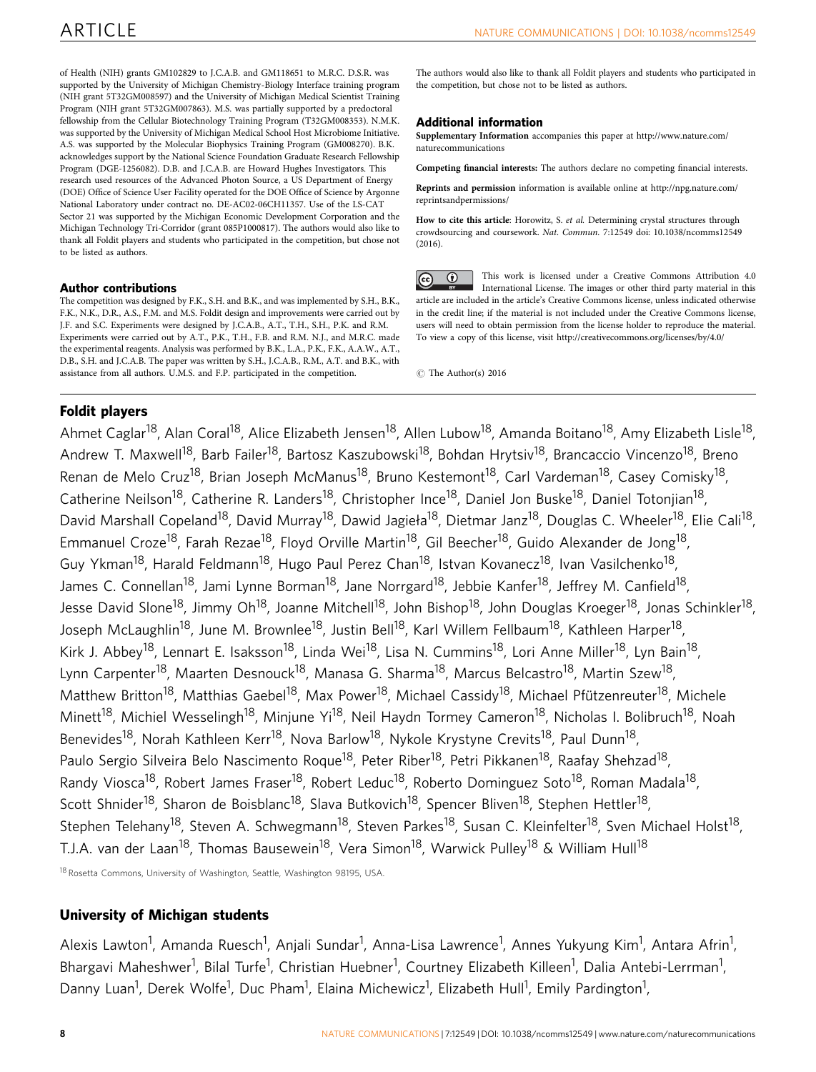of Health (NIH) grants GM102829 to J.C.A.B. and GM118651 to M.R.C. D.S.R. was supported by the University of Michigan Chemistry-Biology Interface training program (NIH grant 5T32GM008597) and the University of Michigan Medical Scientist Training Program (NIH grant 5T32GM007863). M.S. was partially supported by a predoctoral fellowship from the Cellular Biotechnology Training Program (T32GM008353). N.M.K. was supported by the University of Michigan Medical School Host Microbiome Initiative. A.S. was supported by the Molecular Biophysics Training Program (GM008270). B.K. acknowledges support by the National Science Foundation Graduate Research Fellowship Program (DGE-1256082). D.B. and J.C.A.B. are Howard Hughes Investigators. This research used resources of the Advanced Photon Source, a US Department of Energy (DOE) Office of Science User Facility operated for the DOE Office of Science by Argonne National Laboratory under contract no. DE-AC02-06CH11357. Use of the LS-CAT Sector 21 was supported by the Michigan Economic Development Corporation and the Michigan Technology Tri-Corridor (grant 085P1000817). The authors would also like to thank all Foldit players and students who participated in the competition, but chose not to be listed as authors.

### Author contributions

The competition was designed by F.K., S.H. and B.K., and was implemented by S.H., B.K., F.K., N.K., D.R., A.S., F.M. and M.S. Foldit design and improvements were carried out by J.F. and S.C. Experiments were designed by J.C.A.B., A.T., T.H., S.H., P.K. and R.M. Experiments were carried out by A.T., P.K., T.H., F.B. and R.M. N.J., and M.R.C. made the experimental reagents. Analysis was performed by B.K., L.A., P.K., F.K., A.A.W., A.T., D.B., S.H. and J.C.A.B. The paper was written by S.H., J.C.A.B., R.M., A.T. and B.K., with assistance from all authors. U.M.S. and F.P. participated in the competition.

The authors would also like to thank all Foldit players and students who participated in the competition, but chose not to be listed as authors.

### Additional information

**Supplementary Information** accompanies this paper at http://www.nature.com/naturecommunications

**Competing financial interests:** The authors declare no competing financial interests.

**Reprints and permission** information is available online at http://npg.nature.com/reprintsandpermissions/

**How to cite this article**: Horowitz, S. *et al.* Determining crystal structures through crowdsourcing and coursework. *Nat. Commun.* 7:12549 doi: 10.1038/ncomms12549 (2016).

This work is licensed under a Creative Commons Attribution 4.0 International License. The images or other third party material in this article are included in the article's Creative Commons license, unless indicated otherwise in the credit line; if the material is not included under the Creative Commons license, users will need to obtain permission from the license holder to reproduce the material. To view a copy of this license, visit http://creativecommons.org/licenses/by/4.0/

© The Author(s) 2016

### Foldit players

Ahmet Caglar[18], Alan Coral[18], Alice Elizabeth Jensen[18], Allen Lubow[18], Amanda Boitano[18], Amy Elizabeth Lisle[18], Andrew T. Maxwell[18], Barb Failer[18], Bartosz Kaszubowski[18], Bohdan Hrytsiv[18], Brancaccio Vincenzo[18], Breno Renan de Melo Cruz[18], Brian Joseph McManus[18], Bruno Kestemont[18], Carl Vardeman[18], Casey Comisky[18], Catherine Neilson[18], Catherine R. Landers[18], Christopher Ince[18], Daniel Jon Buske[18], Daniel Totonjian[18], David Marshall Copeland[18], David Murray[18], Dawid Jagieła[18], Dietmar Janz[18], Douglas C. Wheeler[18], Elie Cali[18], Emmanuel Croze[18], Farah Rezae[18], Floyd Orville Martin[18], Gil Beecher[18], Guido Alexander de Jong[18], Guy Ykman[18], Harald Feldmann[18], Hugo Paul Perez Chan[18], Istvan Kovanecz[18], Ivan Vasilchenko[18], James C. Connellan[18], Jami Lynne Borman[18], Jane Norrgard[18], Jebbie Kanfer[18], Jeffrey M. Canfield[18], Jesse David Slone[18], Jimmy Oh[18], Joanne Mitchell[18], John Bishop[18], John Douglas Kroeger[18], Jonas Schinkler[18], Joseph McLaughlin[18], June M. Brownlee[18], Justin Bell[18], Karl Willem Fellbaum[18], Kathleen Harper[18], Kirk J. Abbey[18], Lennart E. Isaksson[18], Linda Wei[18], Lisa N. Cummins[18], Lori Anne Miller[18], Lyn Bain[18], Lynn Carpenter[18], Maarten Desnouck[18], Manasa G. Sharma[18], Marcus Belcastro[18], Martin Szew[18], Matthew Britton[18], Matthias Gaebel[18], Max Power[18], Michael Cassidy[18], Michael Pfützenreuter[18], Michele Minett[18], Michiel Wesselingh[18], Minjune Yi[18], Neil Haydn Tormey Cameron[18], Nicholas I. Bolibruch[18], Noah Benevides[18], Norah Kathleen Kerr[18], Nova Barlow[18], Nykole Krystyne Crevits[18], Paul Dunn[18], Paulo Sergio Silveira Belo Nascimento Roque[18], Peter Riber[18], Petri Pikkanen[18], Raafay Shehzad[18], Randy Viosca[18], Robert James Fraser[18], Robert Leduc[18], Roberto Dominguez Soto[18], Roman Madala[18], Scott Shnider[18], Sharon de Boisblanc[18], Slava Butkovich[18], Spencer Bliven[18], Stephen Hettler[18], Stephen Telehany[18], Steven A. Schwegmann[18], Steven Parkes[18], Susan C. Kleinfelter[18], Sven Michael Holst[18], T.J.A. van der Laan[18], Thomas Bausewein[18], Vera Simon[18], Warwick Pulley[18] & William Hull[18]

[18] Rosetta Commons, University of Washington, Seattle, Washington 98195, USA.

### University of Michigan students

Alexis Lawton[1], Amanda Ruesch[1], Anjali Sundar[1], Anna-Lisa Lawrence[1], Annes Yukyung Kim[1], Antara Afrin[1], Bhargavi Maheshwer[1], Bilal Turfe[1], Christian Huebner[1], Courtney Elizabeth Killeen[1], Dalia Antebi-Lerrman[1], Danny Luan[1], Derek Wolfe[1], Duc Pham[1], Elaina Michewicz[1], Elizabeth Hull[1], Emily Pardington[1],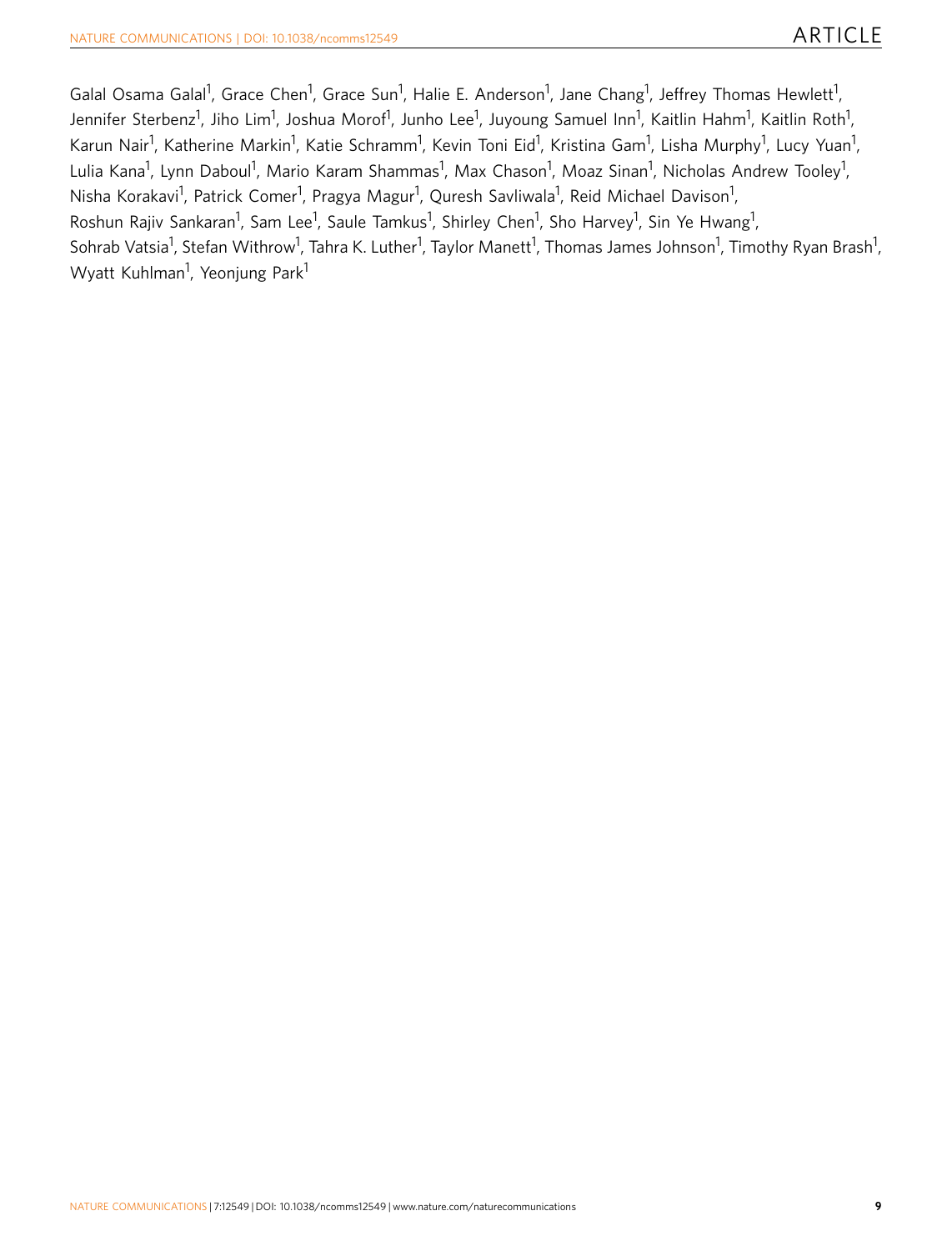Galal Osama Galal[1], Grace Chen[1], Grace Sun[1], Halie E. Anderson[1], Jane Chang[1], Jeffrey Thomas Hewlett[1], Jennifer Sterbenz[1], Jiho Lim[1], Joshua Morof[1], Junho Lee[1], Juyoung Samuel Inn[1], Kaitlin Hahm[1], Kaitlin Roth[1], Karun Nair[1], Katherine Markin[1], Katie Schramm[1], Kevin Toni Eid[1], Kristina Gam[1], Lisha Murphy[1], Lucy Yuan[1], Lulia Kana[1], Lynn Daboul[1], Mario Karam Shammas[1], Max Chason[1], Moaz Sinan[1], Nicholas Andrew Tooley[1], Nisha Korakavi[1], Patrick Comer[1], Pragya Magur[1], Quresh Savliwala[1], Reid Michael Davison[1], Roshun Rajiv Sankaran[1], Sam Lee[1], Saule Tamkus[1], Shirley Chen[1], Sho Harvey[1], Sin Ye Hwang[1], Sohrab Vatsia[1], Stefan Withrow[1], Tahra K. Luther[1], Taylor Manett[1], Thomas James Johnson[1], Timothy Ryan Brash[1], Wyatt Kuhlman[1], Yeonjung Park[1]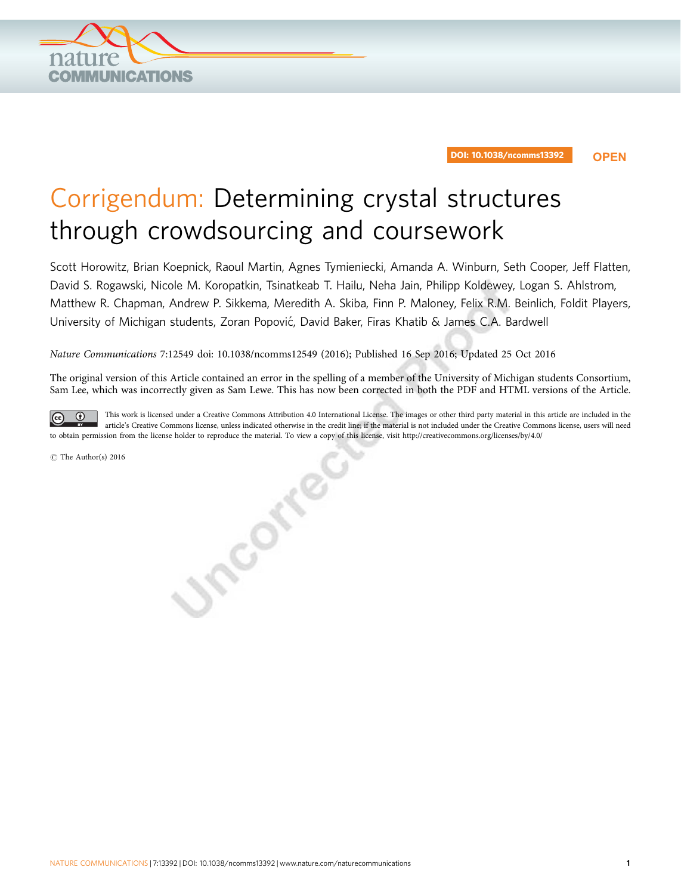DOI: 10.1038/ncomms13392

OPEN

# Corrigendum: Determining crystal structures through crowdsourcing and coursework

Scott Horowitz, Brian Koepnick, Raoul Martin, Agnes Tymieniecki, Amanda A. Winburn, Seth Cooper, Jeff Flatten, David S. Rogawski, Nicole M. Koropatkin, Tsinatkeab T. Hailu, Neha Jain, Philipp Koldewey, Logan S. Ahlstrom, Matthew R. Chapman, Andrew P. Sikkema, Meredith A. Skiba, Finn P. Maloney, Felix R.M. Beinlich, Foldit Players, University of Michigan students, Zoran Popović, David Baker, Firas Khatib & James C.A. Bardwell

*Nature Communications* 7:12549 doi: 10.1038/ncomms12549 (2016); Published 16 Sep 2016; Updated 25 Oct 2016

The original version of this Article contained an error in the spelling of a member of the University of Michigan students Consortium, Sam Lee, which was incorrectly given as Sam Lewe. This has now been corrected in both the PDF and HTML versions of the Article.

This work is licensed under a Creative Commons Attribution 4.0 International License. The images or other third party material in this article are included in the article's Creative Commons license, unless indicated otherwise in the credit line; if the material is not included under the Creative Commons license, users will need to obtain permission from the license holder to reproduce the material. To view a copy of this license, visit http://creativecommons.org/licenses/by/4.0/

© The Author(s) 2016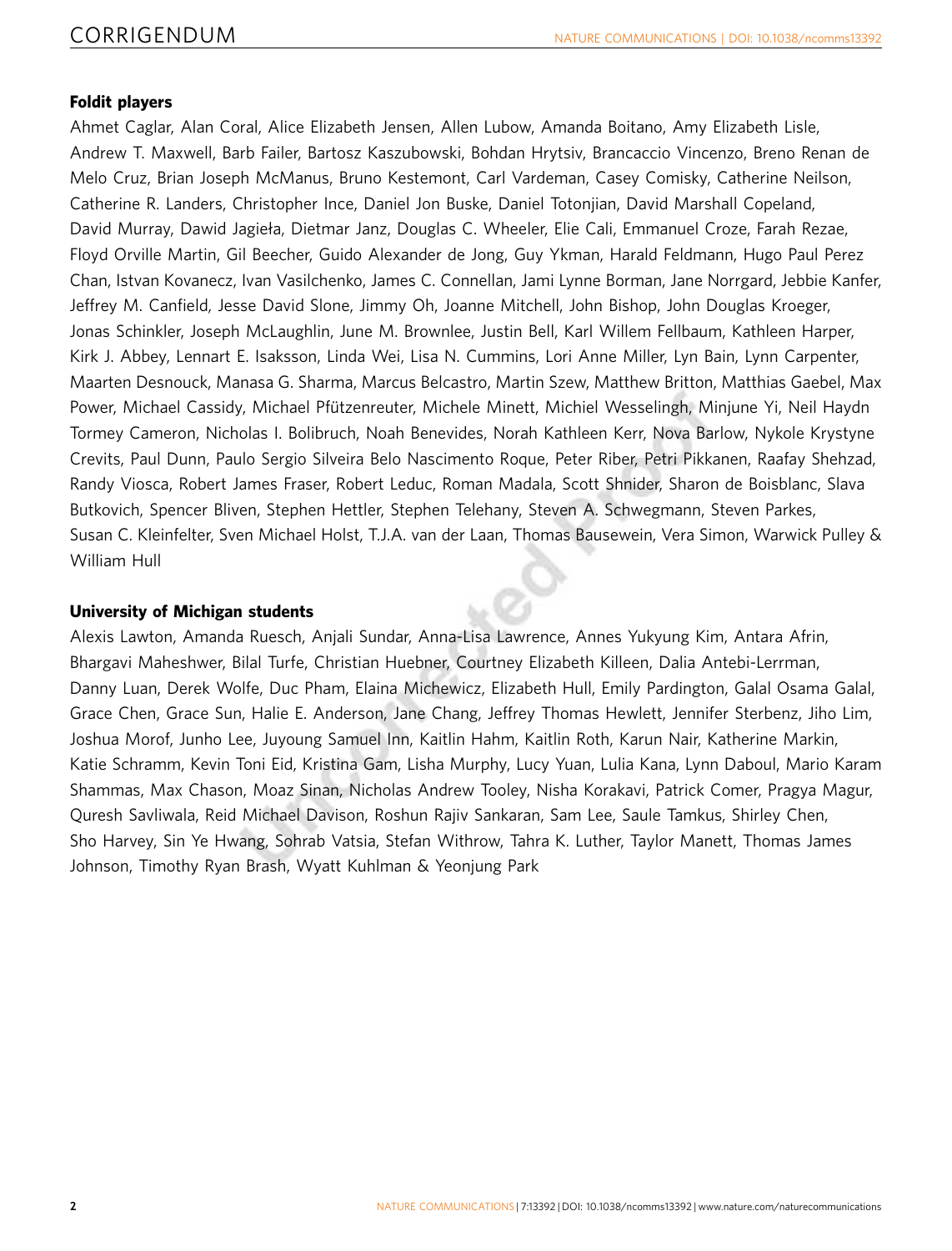### Foldit players

Ahmet Caglar, Alan Coral, Alice Elizabeth Jensen, Allen Lubow, Amanda Boitano, Amy Elizabeth Lisle, Andrew T. Maxwell, Barb Failer, Bartosz Kaszubowski, Bohdan Hrytsiv, Brancaccio Vincenzo, Breno Renan de Melo Cruz, Brian Joseph McManus, Bruno Kestemont, Carl Vardeman, Casey Comisky, Catherine Neilson, Catherine R. Landers, Christopher Ince, Daniel Jon Buske, Daniel Totonjian, David Marshall Copeland, David Murray, Dawid Jagieła, Dietmar Janz, Douglas C. Wheeler, Elie Cali, Emmanuel Croze, Farah Rezae, Floyd Orville Martin, Gil Beecher, Guido Alexander de Jong, Guy Ykman, Harald Feldmann, Hugo Paul Perez Chan, Istvan Kovanecz, Ivan Vasilchenko, James C. Connellan, Jami Lynne Borman, Jane Norrgard, Jebbie Kanfer, Jeffrey M. Canfield, Jesse David Slone, Jimmy Oh, Joanne Mitchell, John Bishop, John Douglas Kroeger, Jonas Schinkler, Joseph McLaughlin, June M. Brownlee, Justin Bell, Karl Willem Fellbaum, Kathleen Harper, Kirk J. Abbey, Lennart E. Isaksson, Linda Wei, Lisa N. Cummins, Lori Anne Miller, Lyn Bain, Lynn Carpenter, Maarten Desnouck, Manasa G. Sharma, Marcus Belcastro, Martin Szew, Matthew Britton, Matthias Gaebel, Max Power, Michael Cassidy, Michael Pfützenreuter, Michele Minett, Michiel Wesselingh, Minjune Yi, Neil Haydn Tormey Cameron, Nicholas I. Bolibruch, Noah Benevides, Norah Kathleen Kerr, Nova Barlow, Nykole Krystyne Crevits, Paul Dunn, Paulo Sergio Silveira Belo Nascimento Roque, Peter Riber, Petri Pikkanen, Raafay Shehzad, Randy Viosca, Robert James Fraser, Robert Leduc, Roman Madala, Scott Shnider, Sharon de Boisblanc, Slava Butkovich, Spencer Bliven, Stephen Hettler, Stephen Telehany, Steven A. Schwegmann, Steven Parkes, Susan C. Kleinfelter, Sven Michael Holst, T.J.A. van der Laan, Thomas Bausewein, Vera Simon, Warwick Pulley & William Hull

### University of Michigan students

Alexis Lawton, Amanda Ruesch, Anjali Sundar, Anna-Lisa Lawrence, Annes Yukyung Kim, Antara Afrin, Bhargavi Maheshwer, Bilal Turfe, Christian Huebner, Courtney Elizabeth Killeen, Dalia Antebi-Lerrman, Danny Luan, Derek Wolfe, Duc Pham, Elaina Michewicz, Elizabeth Hull, Emily Pardington, Galal Osama Galal, Grace Chen, Grace Sun, Halie E. Anderson, Jane Chang, Jeffrey Thomas Hewlett, Jennifer Sterbenz, Jiho Lim, Joshua Morof, Junho Lee, Juyoung Samuel Inn, Kaitlin Hahm, Kaitlin Roth, Karun Nair, Katherine Markin, Katie Schramm, Kevin Toni Eid, Kristina Gam, Lisha Murphy, Lucy Yuan, Lulia Kana, Lynn Daboul, Mario Karam Shammas, Max Chason, Moaz Sinan, Nicholas Andrew Tooley, Nisha Korakavi, Patrick Comer, Pragya Magur, Quresh Savliwala, Reid Michael Davison, Roshun Rajiv Sankaran, Sam Lee, Saule Tamkus, Shirley Chen, Sho Harvey, Sin Ye Hwang, Sohrab Vatsia, Stefan Withrow, Tahra K. Luther, Taylor Manett, Thomas James Johnson, Timothy Ryan Brash, Wyatt Kuhlman & Yeonjung Park